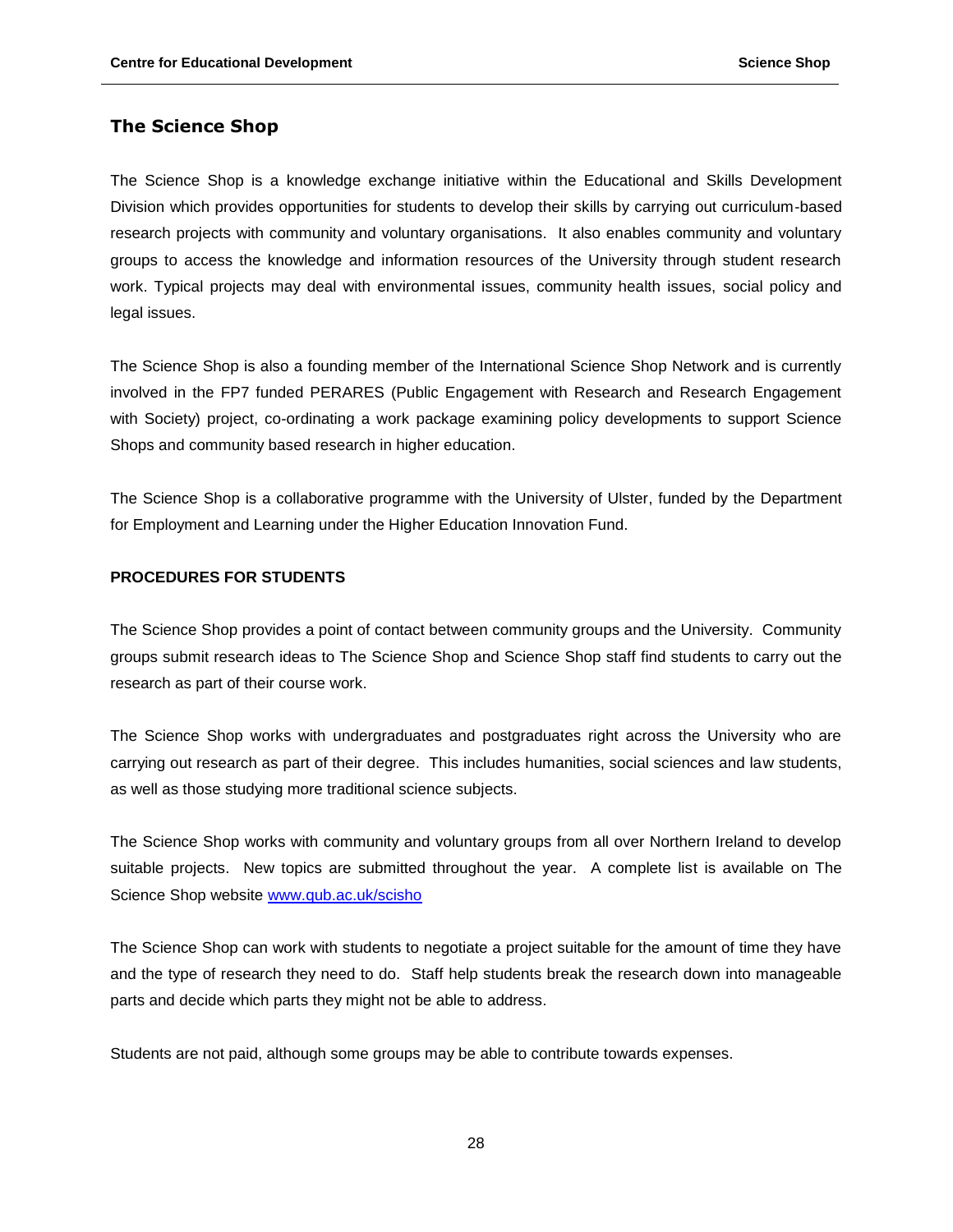## The Science Shop

The Science Shop is a knowledge exchange initiative within the Educational and Skills Development Division which provides opportunities for students to develop their skills by carrying out curriculum-based research projects with community and voluntary organisations. It also enables community and voluntary groups to access the knowledge and information resources of the University through student research work. Typical projects may deal with environmental issues, community health issues, social policy and legal issues.

The Science Shop is also a founding member of the International Science Shop Network and is currently involved in the FP7 funded PERARES (Public Engagement with Research and Research Engagement with Society) project, co-ordinating a work package examining policy developments to support Science Shops and community based research in higher education.

The Science Shop is a collaborative programme with the University of Ulster, funded by the Department for Employment and Learning under the Higher Education Innovation Fund.

**PROCEDURES FOR STUDENTS**

The Science Shop provides a point of contact between community groups and the University. Community groups submit research ideas to The Science Shop and Science Shop staff find students to carry out the research as part of their course work.

The Science Shop works with undergraduates and postgraduates right across the University who are carrying out research as part of their degree. This includes humanities, social sciences and law students, as well as those studying more traditional science subjects.

The Science Shop works with community and voluntary groups from all over Northern Ireland to develop suitable projects. New topics are submitted throughout the year. A complete list is available on The Science Shop website [www.qub.ac.uk/scisho](http://www.qub.ac.uk/scisho)

The Science Shop can work with students to negotiate a project suitable for the amount of time they have and the type of research they need to do. Staff help students break the research down into manageable parts and decide which parts they might not be able to address.

Students are not paid, although some groups may be able to contribute towards expenses.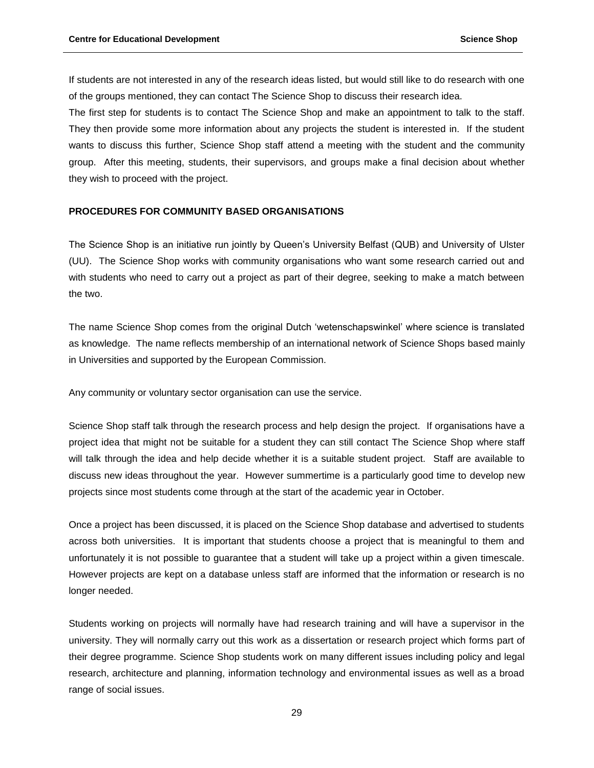If students are not interested in any of the research ideas listed, but would still like to do research with one of the groups mentioned, they can contact The Science Shop to discuss their research idea.

The first step for students is to contact The Science Shop and make an appointment to talk to the staff. They then provide some more information about any projects the student is interested in. If the student wants to discuss this further, Science Shop staff attend a meeting with the student and the community group. After this meeting, students, their supervisors, and groups make a final decision about whether they wish to proceed with the project.

**PROCEDURES FOR COMMUNITY BASED ORGANISATIONS**

The Science Shop is an initiative run jointly by Queen's University Belfast (QUB) and University of Ulster (UU). The Science Shop works with community organisations who want some research carried out and with students who need to carry out a project as part of their degree, seeking to make a match between the two.

The name Science Shop comes from the original Dutch 'wetenschapswinkel' where science is translated as knowledge. The name reflects membership of an international network of Science Shops based mainly in Universities and supported by the European Commission.

Any community or voluntary sector organisation can use the service.

Science Shop staff talk through the research process and help design the project. If organisations have a project idea that might not be suitable for a student they can still contact The Science Shop where staff will talk through the idea and help decide whether it is a suitable student project. Staff are available to discuss new ideas throughout the year. However summertime is a particularly good time to develop new projects since most students come through at the start of the academic year in October.

Once a project has been discussed, it is placed on the Science Shop database and advertised to students across both universities. It is important that students choose a project that is meaningful to them and unfortunately it is not possible to guarantee that a student will take up a project within a given timescale. However projects are kept on a database unless staff are informed that the information or research is no longer needed.

Students working on projects will normally have had research training and will have a supervisor in the university. They will normally carry out this work as a dissertation or research project which forms part of their degree programme. Science Shop students work on many different issues including policy and legal research, architecture and planning, information technology and environmental issues as well as a broad range of social issues.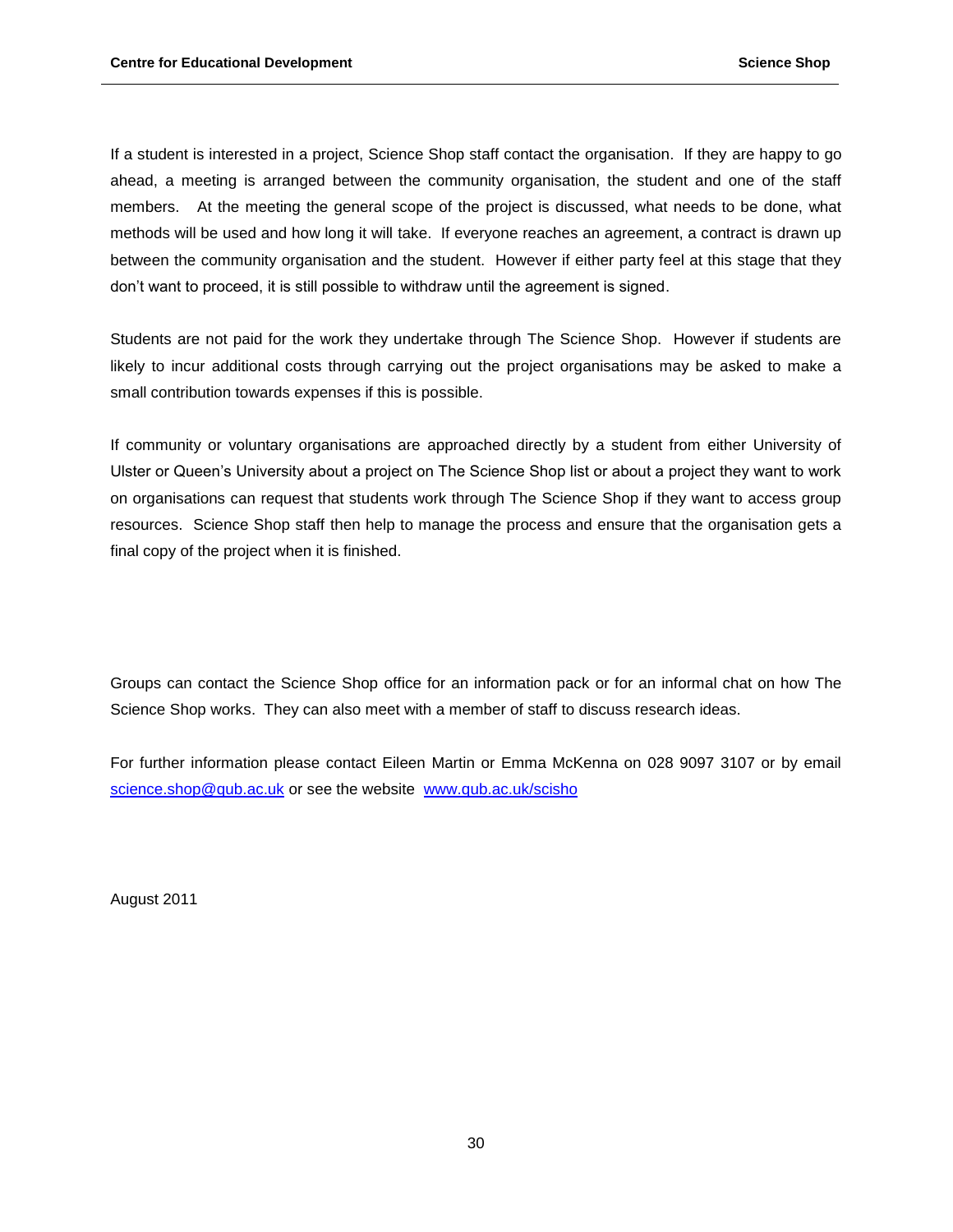If a student is interested in a project, Science Shop staff contact the organisation. If they are happy to go ahead, a meeting is arranged between the community organisation, the student and one of the staff members. At the meeting the general scope of the project is discussed, what needs to be done, what methods will be used and how long it will take. If everyone reaches an agreement, a contract is drawn up between the community organisation and the student. However if either party feel at this stage that they don't want to proceed, it is still possible to withdraw until the agreement is signed.

Students are not paid for the work they undertake through The Science Shop. However if students are likely to incur additional costs through carrying out the project organisations may be asked to make a small contribution towards expenses if this is possible.

If community or voluntary organisations are approached directly by a student from either University of Ulster or Queen's University about a project on The Science Shop list or about a project they want to work on organisations can request that students work through The Science Shop if they want to access group resources. Science Shop staff then help to manage the process and ensure that the organisation gets a final copy of the project when it is finished.

Groups can contact the Science Shop office for an information pack or for an informal chat on how The Science Shop works. They can also meet with a member of staff to discuss research ideas.

For further information please contact Eileen Martin or Emma McKenna on 028 9097 3107 or by email [science.shop@qub.ac.uk](mailto:science.shop@qub.ac.uk) or see the website [www.qub.ac.uk/scisho](http://www.qub.ac.uk/scisho)

August 2011